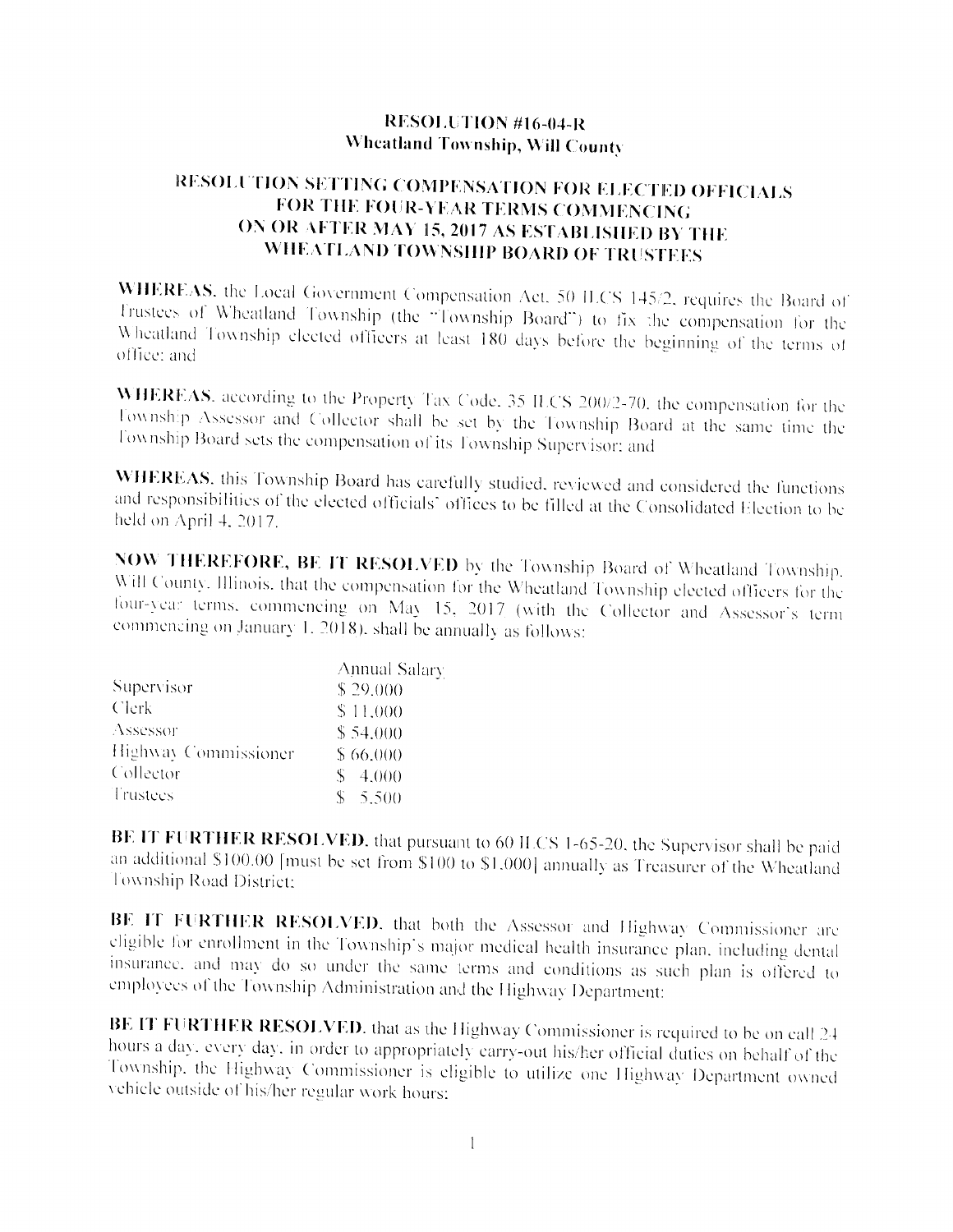# RESOLUTION #16-04-R
## Wheatland Township, Will County

## RESOLUTION SETTING COMPENSATION FOR ELECTED OFFICIALS FOR THE FOUR-YEAR TERMS COMMENCING ON OR AFTER MAY 15, 2017 AS ESTABLISHED BY THE WHEATLAND TOWNSHIP BOARD OF TRUSTEES

**WHEREAS**, the Local Government Compensation Act, 50 ILCS 145/2, requires the Board of Trustees of Wheatland Township (the "Township Board") to fix the compensation for the Wheatland Township elected officers at least 180 days before the beginning of the terms of office; and

**WHEREAS**, according to the Property Tax Code, 35 ILCS 200/2-70, the compensation for the Township Assessor and Collector shall be set by the Township Board at the same time the Township Board sets the compensation of its Township Supervisor; and

**WHEREAS**, this Township Board has carefully studied, reviewed and considered the functions and responsibilities of the elected officials' offices to be filled at the Consolidated Election to be held on April 4, 2017.

**NOW THEREFORE, BE IT RESOLVED** by the Township Board of Wheatland Township, Will County, Illinois, that the compensation for the Wheatland Township elected officers for the four-year terms, commencing on May 15, 2017 (with the Collector and Assessor's term commencing on January 1, 2018), shall be annually as follows:

| | Annual Salary |
|---|---|
| Supervisor | $ 29,000 |
| Clerk | $ 11,000 |
| Assessor | $ 54,000 |
| Highway Commissioner | $ 66,000 |
| Collector | $ 4,000 |
| Trustees | $ 5,500 |

**BE IT FURTHER RESOLVED**, that pursuant to 60 ILCS 1-65-20, the Supervisor shall be paid an additional $100.00 [must be set from $100 to $1,000] annually as Treasurer of the Wheatland Township Road District;

**BE IT FURTHER RESOLVED**, that both the Assessor and Highway Commissioner are eligible for enrollment in the Township's major medical health insurance plan, including dental insurance, and may do so under the same terms and conditions as such plan is offered to employees of the Township Administration and the Highway Department;

**BE IT FURTHER RESOLVED**, that as the Highway Commissioner is required to be on call 24 hours a day, every day, in order to appropriately carry-out his/her official duties on behalf of the Township, the Highway Commissioner is eligible to utilize one Highway Department owned vehicle outside of his/her regular work hours;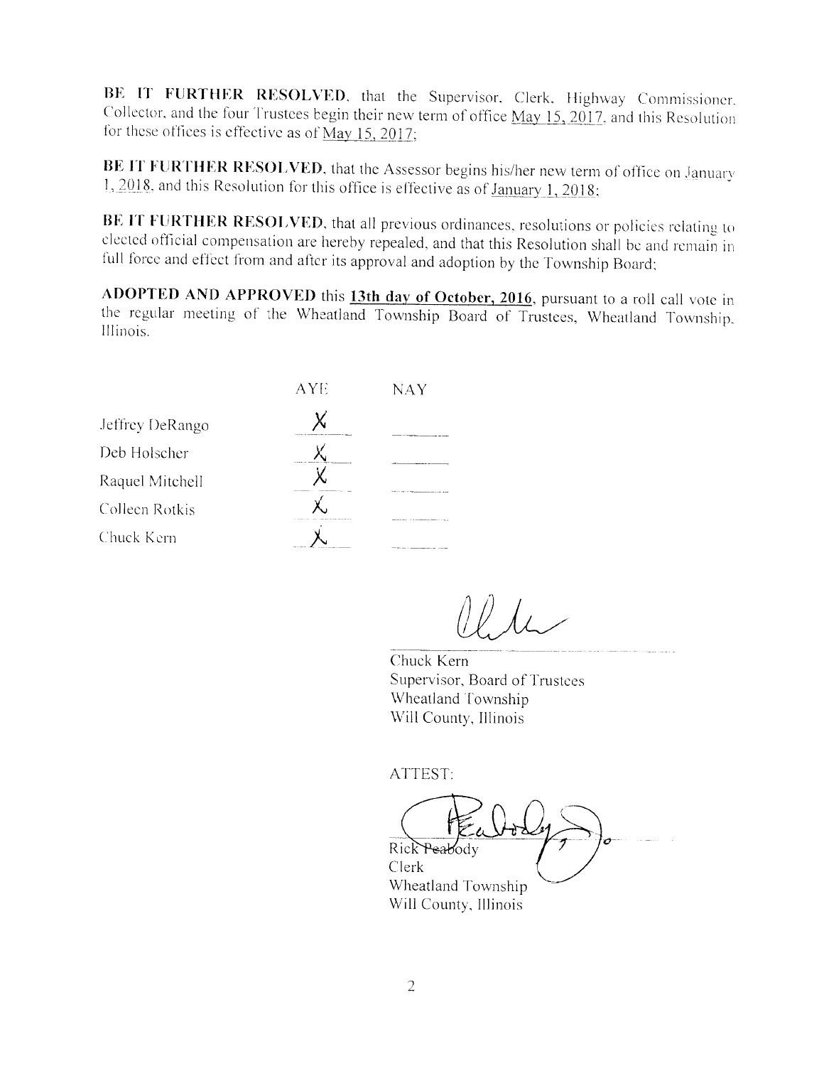**BE IT FURTHER RESOLVED**, that the Supervisor, Clerk, Highway Commissioner, Collector, and the four Trustees begin their new term of office May 15, 2017, and this Resolution for these offices is effective as of May 15, 2017;

**BE IT FURTHER RESOLVED**, that the Assessor begins his/her new term of office on January 1, 2018, and this Resolution for this office is effective as of January 1, 2018;

**BE IT FURTHER RESOLVED**, that all previous ordinances, resolutions or policies relating to elected official compensation are hereby repealed, and that this Resolution shall be and remain in full force and effect from and after its approval and adoption by the Township Board;

**ADOPTED AND APPROVED** this **13th day of October, 2016**, pursuant to a roll call vote in the regular meeting of the Wheatland Township Board of Trustees, Wheatland Township, Illinois.

| | AYE | NAY |
|---|---|---|
| Jeffrey DeRango | X | |
| Deb Holscher | X | |
| Raquel Mitchell | X | |
| Colleen Rotkis | X | |
| Chuck Kern | X | |

Chuck Kern
Supervisor, Board of Trustees
Wheatland Township
Will County, Illinois

ATTEST:

Rick Peabody
Clerk
Wheatland Township
Will County, Illinois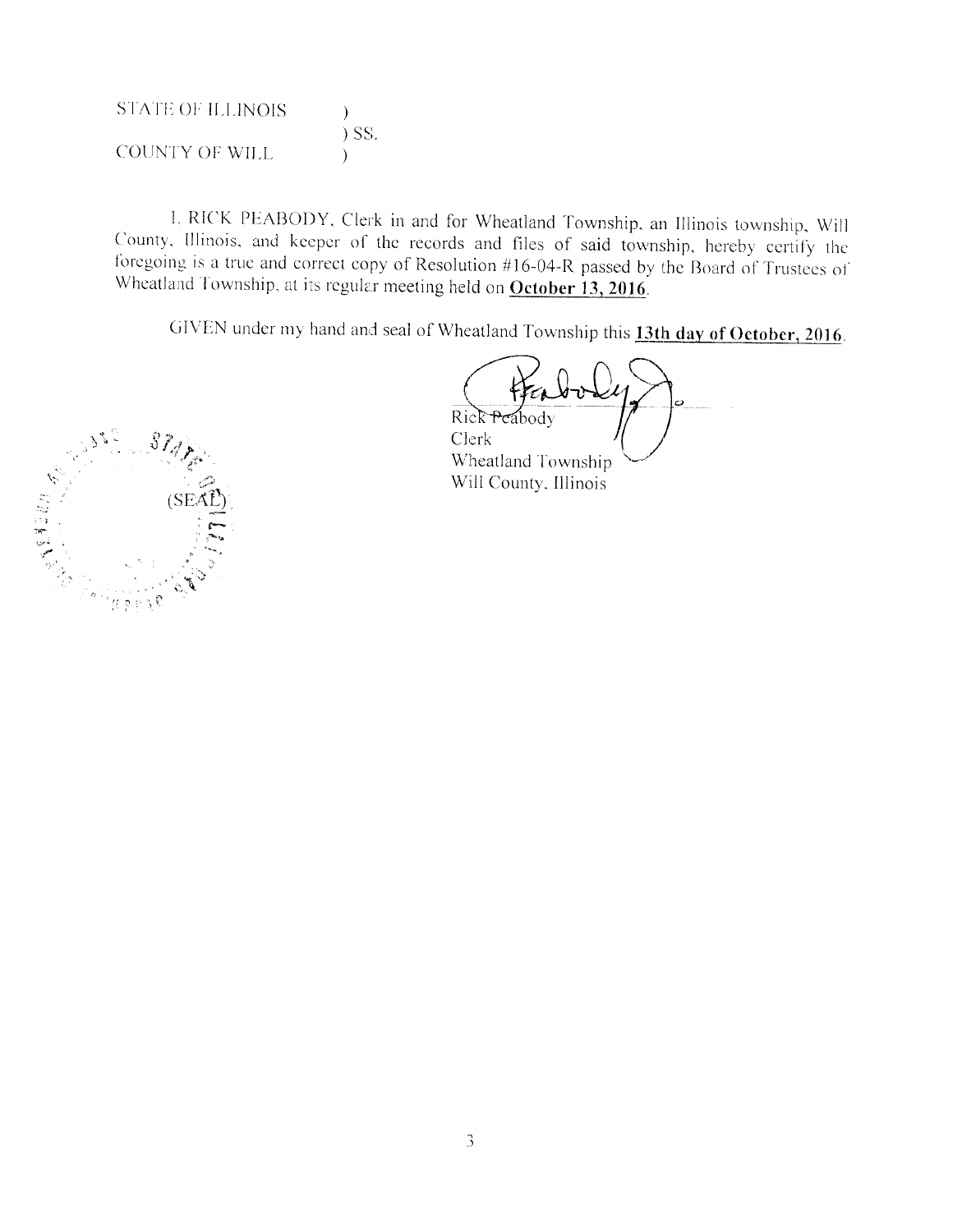STATE OF ILLINOIS )
) SS.
COUNTY OF WILL )

I, RICK PEABODY, Clerk in and for Wheatland Township, an Illinois township, Will County, Illinois, and keeper of the records and files of said township, hereby certify the foregoing is a true and correct copy of Resolution #16-04-R passed by the Board of Trustees of Wheatland Township, at its regular meeting held on **October 13, 2016**.

GIVEN under my hand and seal of Wheatland Township this **13th day of October, 2016**.

Rick Peabody
Clerk
Wheatland Township
Will County, Illinois

(SEAL)